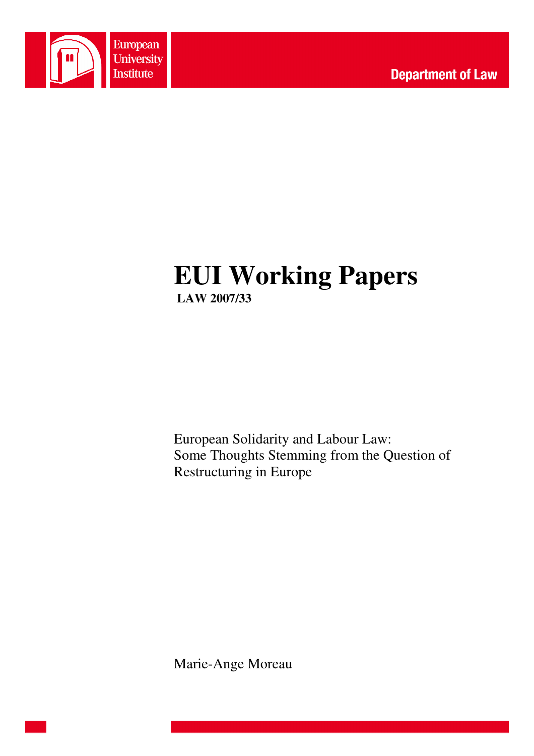European University Institute

Department of Law

# EUI Working Papers

**LAW 2007/33**

European Solidarity and Labour Law:
Some Thoughts Stemming from the Question of Restructuring in Europe

Marie-Ange Moreau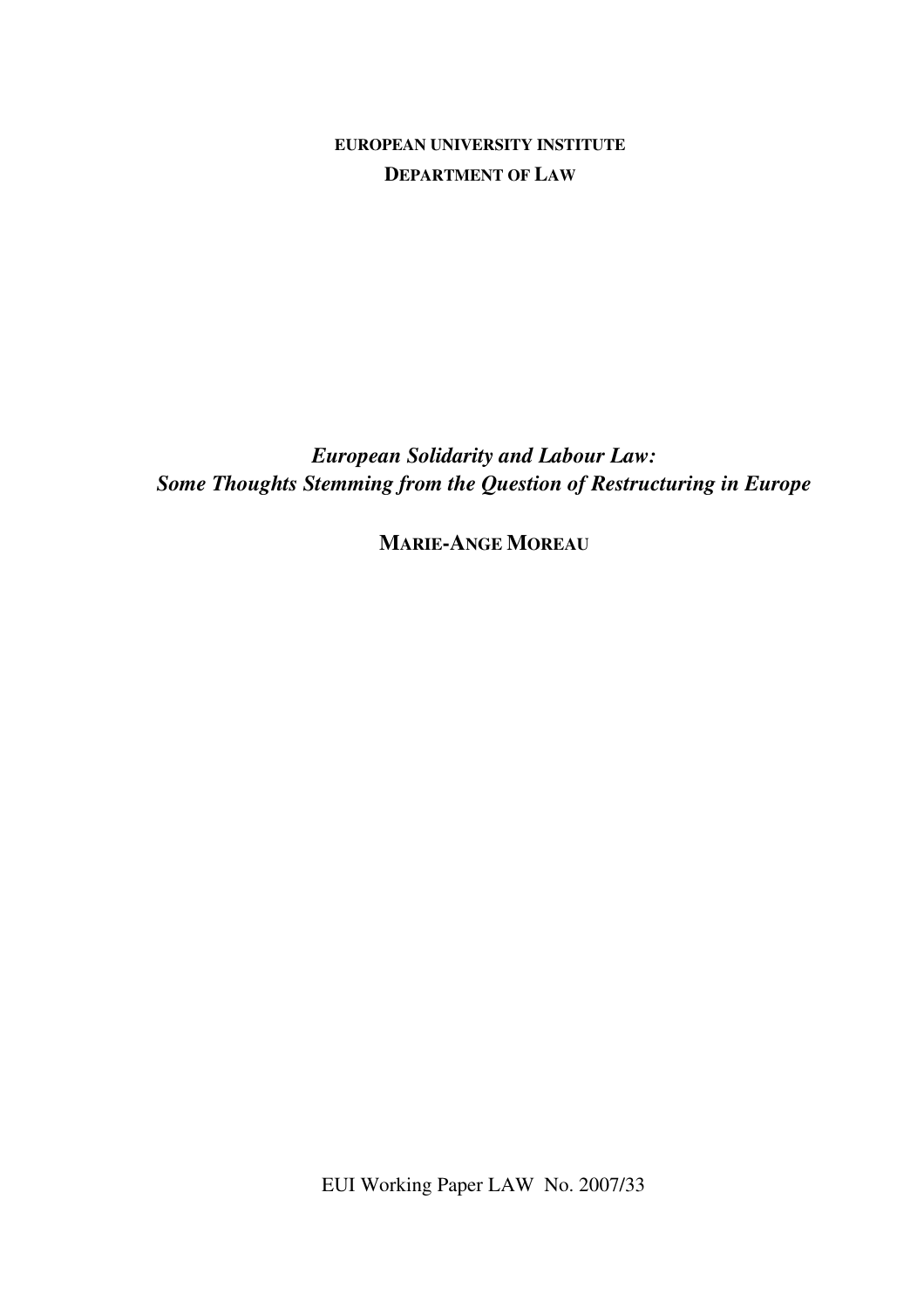**EUROPEAN UNIVERSITY INSTITUTE**

**DEPARTMENT OF LAW**

# *European Solidarity and Labour Law: Some Thoughts Stemming from the Question of Restructuring in Europe*

**MARIE-ANGE MOREAU**

EUI Working Paper LAW No. 2007/33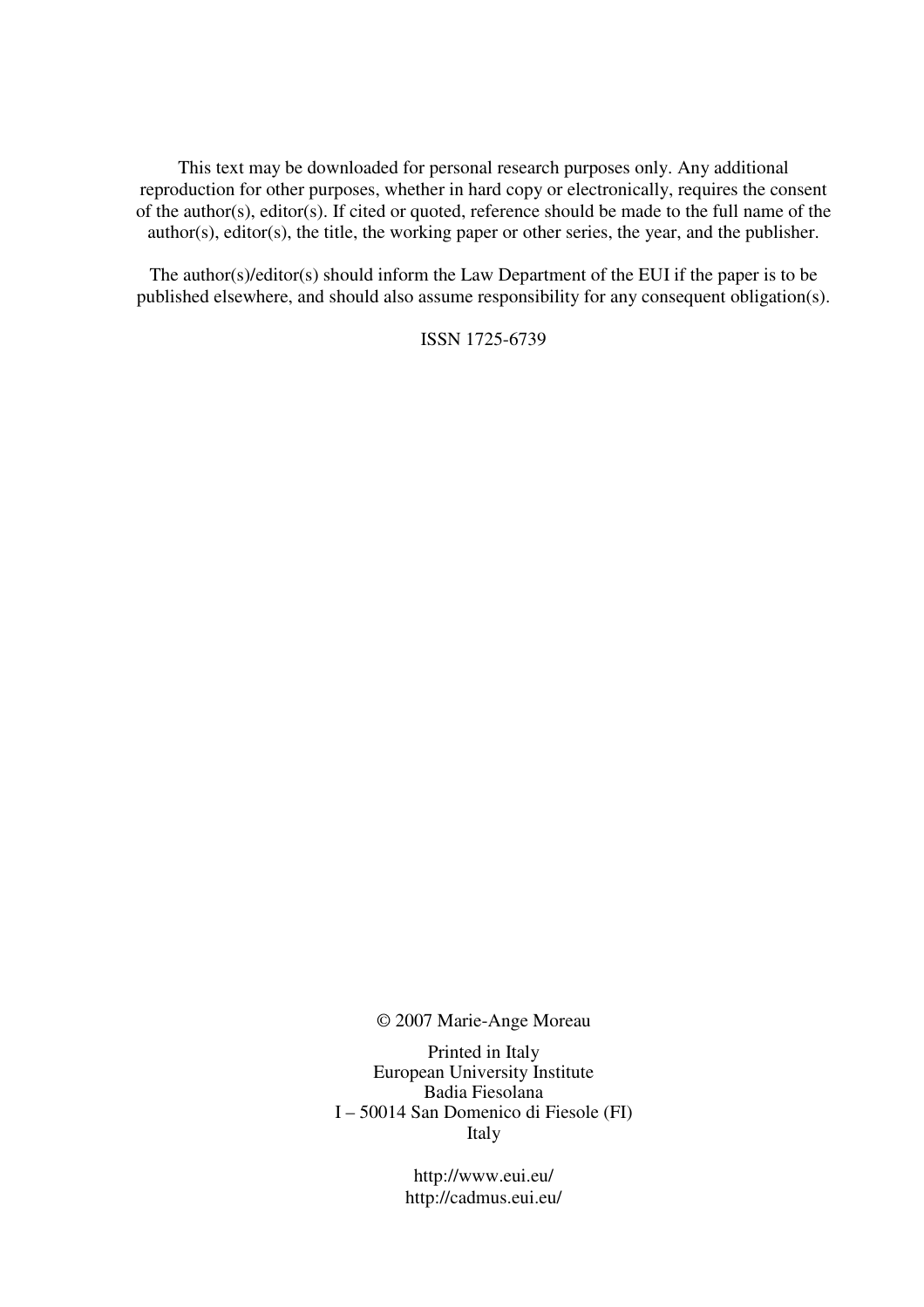This text may be downloaded for personal research purposes only. Any additional reproduction for other purposes, whether in hard copy or electronically, requires the consent of the author(s), editor(s). If cited or quoted, reference should be made to the full name of the author(s), editor(s), the title, the working paper or other series, the year, and the publisher.

The author(s)/editor(s) should inform the Law Department of the EUI if the paper is to be published elsewhere, and should also assume responsibility for any consequent obligation(s).

ISSN 1725-6739

© 2007 Marie-Ange Moreau

Printed in Italy  
European University Institute  
Badia Fiesolana  
I – 50014 San Domenico di Fiesole (FI)  
Italy

http://www.eui.eu/  
http://cadmus.eui.eu/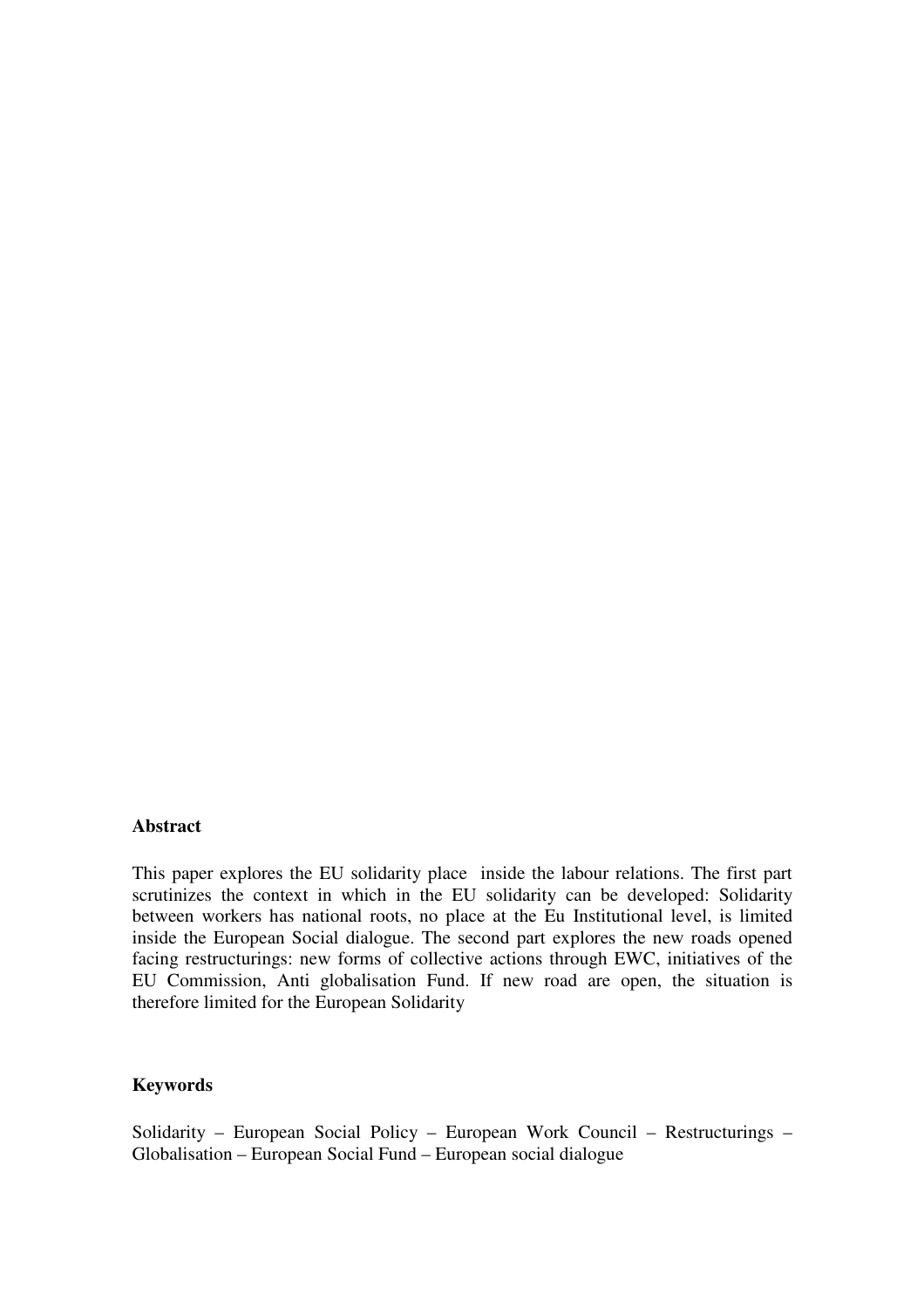**Abstract**

This paper explores the EU solidarity place  inside the labour relations. The first part scrutinizes the context in which in the EU solidarity can be developed: Solidarity between workers has national roots, no place at the Eu Institutional level, is limited inside the European Social dialogue. The second part explores the new roads opened facing restructurings: new forms of collective actions through EWC, initiatives of the EU Commission, Anti globalisation Fund. If new road are open, the situation is therefore limited for the European Solidarity

**Keywords**

Solidarity – European Social Policy – European Work Council – Restructurings – Globalisation – European Social Fund – European social dialogue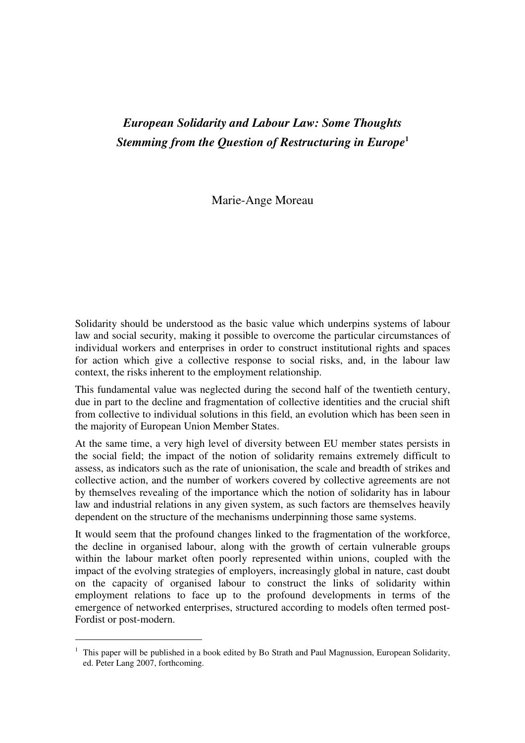# *European Solidarity and Labour Law: Some Thoughts Stemming from the Question of Restructuring in Europe*[1]

Marie-Ange Moreau

Solidarity should be understood as the basic value which underpins systems of labour law and social security, making it possible to overcome the particular circumstances of individual workers and enterprises in order to construct institutional rights and spaces for action which give a collective response to social risks, and, in the labour law context, the risks inherent to the employment relationship.

This fundamental value was neglected during the second half of the twentieth century, due in part to the decline and fragmentation of collective identities and the crucial shift from collective to individual solutions in this field, an evolution which has been seen in the majority of European Union Member States.

At the same time, a very high level of diversity between EU member states persists in the social field; the impact of the notion of solidarity remains extremely difficult to assess, as indicators such as the rate of unionisation, the scale and breadth of strikes and collective action, and the number of workers covered by collective agreements are not by themselves revealing of the importance which the notion of solidarity has in labour law and industrial relations in any given system, as such factors are themselves heavily dependent on the structure of the mechanisms underpinning those same systems.

It would seem that the profound changes linked to the fragmentation of the workforce, the decline in organised labour, along with the growth of certain vulnerable groups within the labour market often poorly represented within unions, coupled with the impact of the evolving strategies of employers, increasingly global in nature, cast doubt on the capacity of organised labour to construct the links of solidarity within employment relations to face up to the profound developments in terms of the emergence of networked enterprises, structured according to models often termed post-Fordist or post-modern.

---

[1] This paper will be published in a book edited by Bo Strath and Paul Magnussion, European Solidarity, ed. Peter Lang 2007, forthcoming.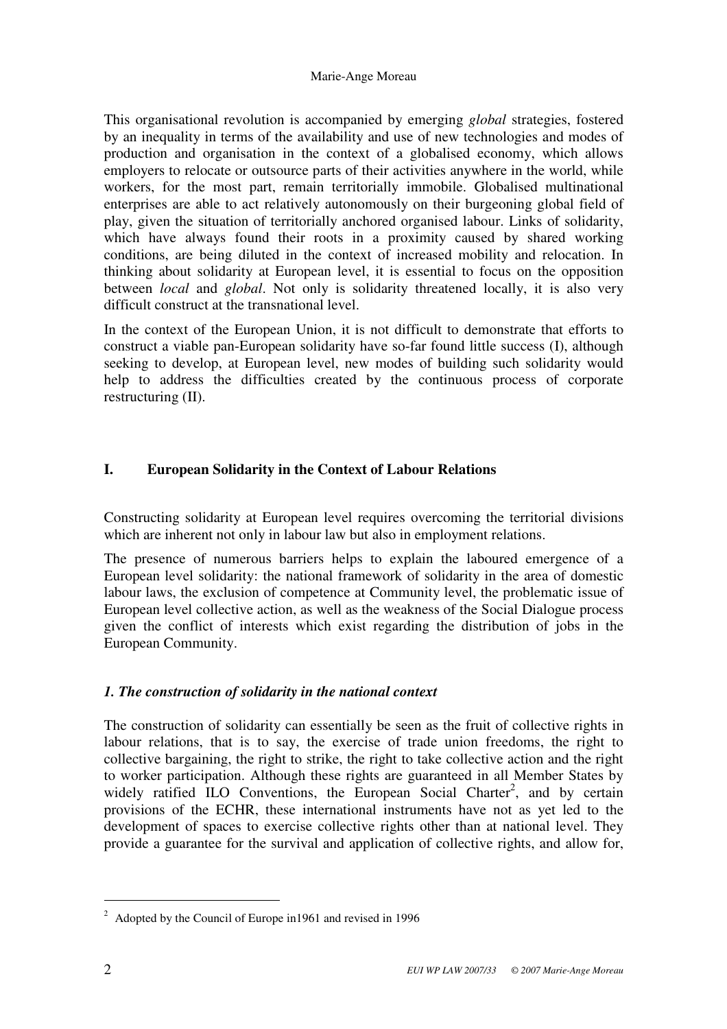This organisational revolution is accompanied by emerging *global* strategies, fostered by an inequality in terms of the availability and use of new technologies and modes of production and organisation in the context of a globalised economy, which allows employers to relocate or outsource parts of their activities anywhere in the world, while workers, for the most part, remain territorially immobile. Globalised multinational enterprises are able to act relatively autonomously on their burgeoning global field of play, given the situation of territorially anchored organised labour. Links of solidarity, which have always found their roots in a proximity caused by shared working conditions, are being diluted in the context of increased mobility and relocation. In thinking about solidarity at European level, it is essential to focus on the opposition between *local* and *global*. Not only is solidarity threatened locally, it is also very difficult construct at the transnational level.

In the context of the European Union, it is not difficult to demonstrate that efforts to construct a viable pan-European solidarity have so-far found little success (I), although seeking to develop, at European level, new modes of building such solidarity would help to address the difficulties created by the continuous process of corporate restructuring (II).

## I. European Solidarity in the Context of Labour Relations

Constructing solidarity at European level requires overcoming the territorial divisions which are inherent not only in labour law but also in employment relations.

The presence of numerous barriers helps to explain the laboured emergence of a European level solidarity: the national framework of solidarity in the area of domestic labour laws, the exclusion of competence at Community level, the problematic issue of European level collective action, as well as the weakness of the Social Dialogue process given the conflict of interests which exist regarding the distribution of jobs in the European Community.

### *1. The construction of solidarity in the national context*

The construction of solidarity can essentially be seen as the fruit of collective rights in labour relations, that is to say, the exercise of trade union freedoms, the right to collective bargaining, the right to strike, the right to take collective action and the right to worker participation. Although these rights are guaranteed in all Member States by widely ratified ILO Conventions, the European Social Charter[2], and by certain provisions of the ECHR, these international instruments have not as yet led to the development of spaces to exercise collective rights other than at national level. They provide a guarantee for the survival and application of collective rights, and allow for,

[2] Adopted by the Council of Europe in1961 and revised in 1996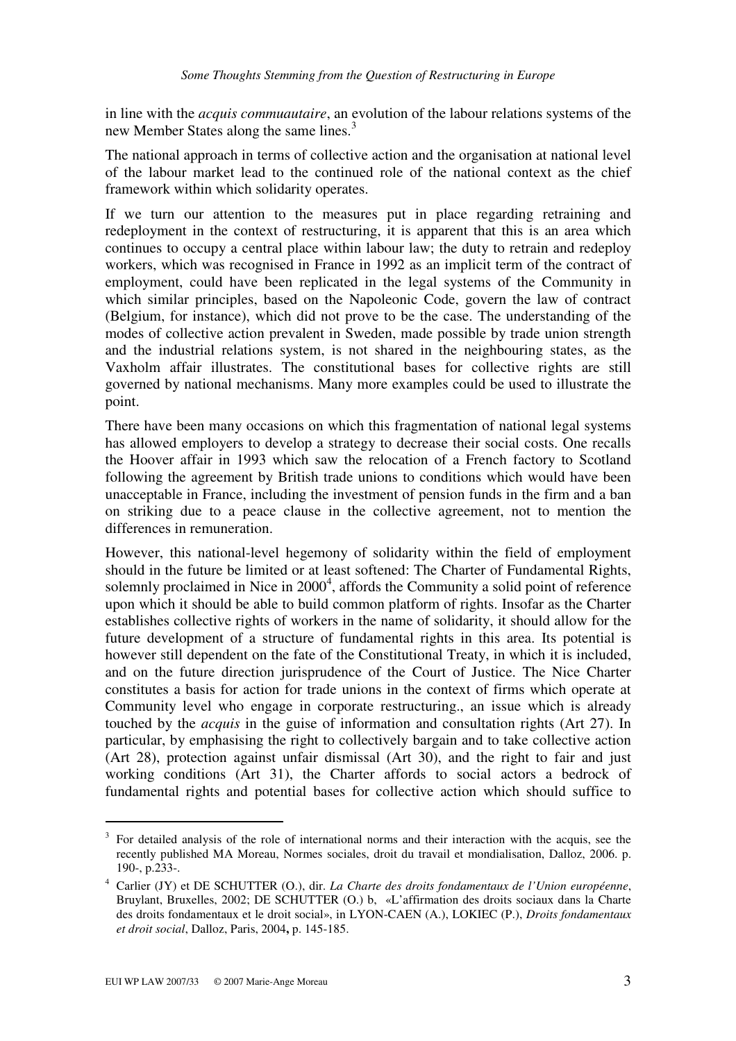in line with the *acquis commuautaire*, an evolution of the labour relations systems of the new Member States along the same lines.[3]

The national approach in terms of collective action and the organisation at national level of the labour market lead to the continued role of the national context as the chief framework within which solidarity operates.

If we turn our attention to the measures put in place regarding retraining and redeployment in the context of restructuring, it is apparent that this is an area which continues to occupy a central place within labour law; the duty to retrain and redeploy workers, which was recognised in France in 1992 as an implicit term of the contract of employment, could have been replicated in the legal systems of the Community in which similar principles, based on the Napoleonic Code, govern the law of contract (Belgium, for instance), which did not prove to be the case. The understanding of the modes of collective action prevalent in Sweden, made possible by trade union strength and the industrial relations system, is not shared in the neighbouring states, as the Vaxholm affair illustrates. The constitutional bases for collective rights are still governed by national mechanisms. Many more examples could be used to illustrate the point.

There have been many occasions on which this fragmentation of national legal systems has allowed employers to develop a strategy to decrease their social costs. One recalls the Hoover affair in 1993 which saw the relocation of a French factory to Scotland following the agreement by British trade unions to conditions which would have been unacceptable in France, including the investment of pension funds in the firm and a ban on striking due to a peace clause in the collective agreement, not to mention the differences in remuneration.

However, this national-level hegemony of solidarity within the field of employment should in the future be limited or at least softened: The Charter of Fundamental Rights, solemnly proclaimed in Nice in 2000[4], affords the Community a solid point of reference upon which it should be able to build common platform of rights. Insofar as the Charter establishes collective rights of workers in the name of solidarity, it should allow for the future development of a structure of fundamental rights in this area. Its potential is however still dependent on the fate of the Constitutional Treaty, in which it is included, and on the future direction jurisprudence of the Court of Justice. The Nice Charter constitutes a basis for action for trade unions in the context of firms which operate at Community level who engage in corporate restructuring., an issue which is already touched by the *acquis* in the guise of information and consultation rights (Art 27). In particular, by emphasising the right to collectively bargain and to take collective action (Art 28), protection against unfair dismissal (Art 30), and the right to fair and just working conditions (Art 31), the Charter affords to social actors a bedrock of fundamental rights and potential bases for collective action which should suffice to

---

[3] For detailed analysis of the role of international norms and their interaction with the acquis, see the recently published MA Moreau, Normes sociales, droit du travail et mondialisation, Dalloz, 2006. p. 190-, p.233-.

[4] Carlier (JY) et DE SCHUTTER (O.), dir. *La Charte des droits fondamentaux de l'Union européenne*, Bruylant, Bruxelles, 2002; DE SCHUTTER (O.) b, «L'affirmation des droits sociaux dans la Charte des droits fondamentaux et le droit social», in LYON-CAEN (A.), LOKIEC (P.), *Droits fondamentaux et droit social*, Dalloz, Paris, 2004**,** p. 145-185.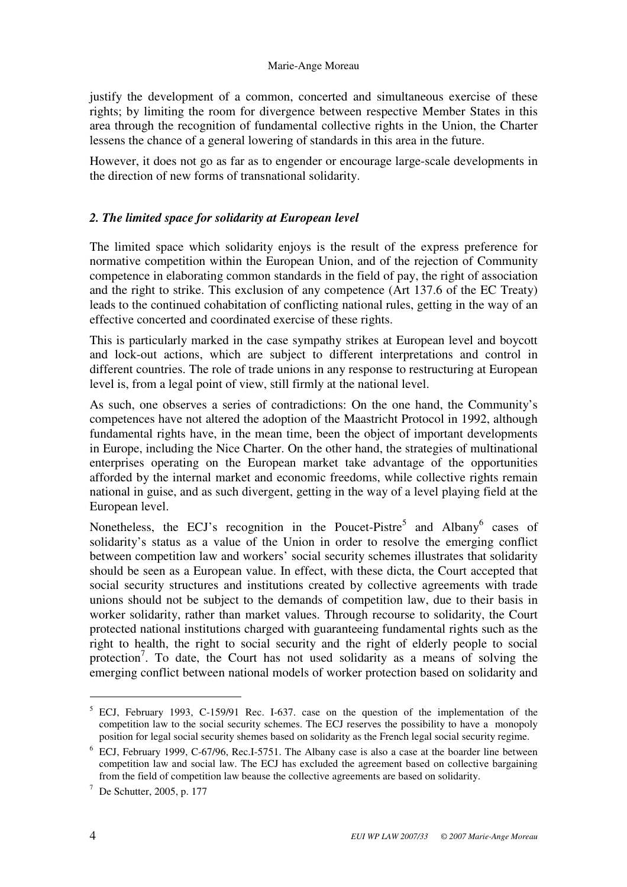justify the development of a common, concerted and simultaneous exercise of these rights; by limiting the room for divergence between respective Member States in this area through the recognition of fundamental collective rights in the Union, the Charter lessens the chance of a general lowering of standards in this area in the future.

However, it does not go as far as to engender or encourage large-scale developments in the direction of new forms of transnational solidarity.

### *2. The limited space for solidarity at European level*

The limited space which solidarity enjoys is the result of the express preference for normative competition within the European Union, and of the rejection of Community competence in elaborating common standards in the field of pay, the right of association and the right to strike. This exclusion of any competence (Art 137.6 of the EC Treaty) leads to the continued cohabitation of conflicting national rules, getting in the way of an effective concerted and coordinated exercise of these rights.

This is particularly marked in the case sympathy strikes at European level and boycott and lock-out actions, which are subject to different interpretations and control in different countries. The role of trade unions in any response to restructuring at European level is, from a legal point of view, still firmly at the national level.

As such, one observes a series of contradictions: On the one hand, the Community's competences have not altered the adoption of the Maastricht Protocol in 1992, although fundamental rights have, in the mean time, been the object of important developments in Europe, including the Nice Charter. On the other hand, the strategies of multinational enterprises operating on the European market take advantage of the opportunities afforded by the internal market and economic freedoms, while collective rights remain national in guise, and as such divergent, getting in the way of a level playing field at the European level.

Nonetheless, the ECJ's recognition in the Poucet-Pistre[5] and Albany[6] cases of solidarity's status as a value of the Union in order to resolve the emerging conflict between competition law and workers' social security schemes illustrates that solidarity should be seen as a European value. In effect, with these dicta, the Court accepted that social security structures and institutions created by collective agreements with trade unions should not be subject to the demands of competition law, due to their basis in worker solidarity, rather than market values. Through recourse to solidarity, the Court protected national institutions charged with guaranteeing fundamental rights such as the right to health, the right to social security and the right of elderly people to social protection[7]. To date, the Court has not used solidarity as a means of solving the emerging conflict between national models of worker protection based on solidarity and

---

[5] ECJ, February 1993, C-159/91 Rec. I-637. case on the question of the implementation of the competition law to the social security schemes. The ECJ reserves the possibility to have a monopoly position for legal social security shemes based on solidarity as the French legal social security regime.

[6] ECJ, February 1999, C-67/96, Rec.I-5751. The Albany case is also a case at the boarder line between competition law and social law. The ECJ has excluded the agreement based on collective bargaining from the field of competition law beause the collective agreements are based on solidarity.

[7] De Schutter, 2005, p. 177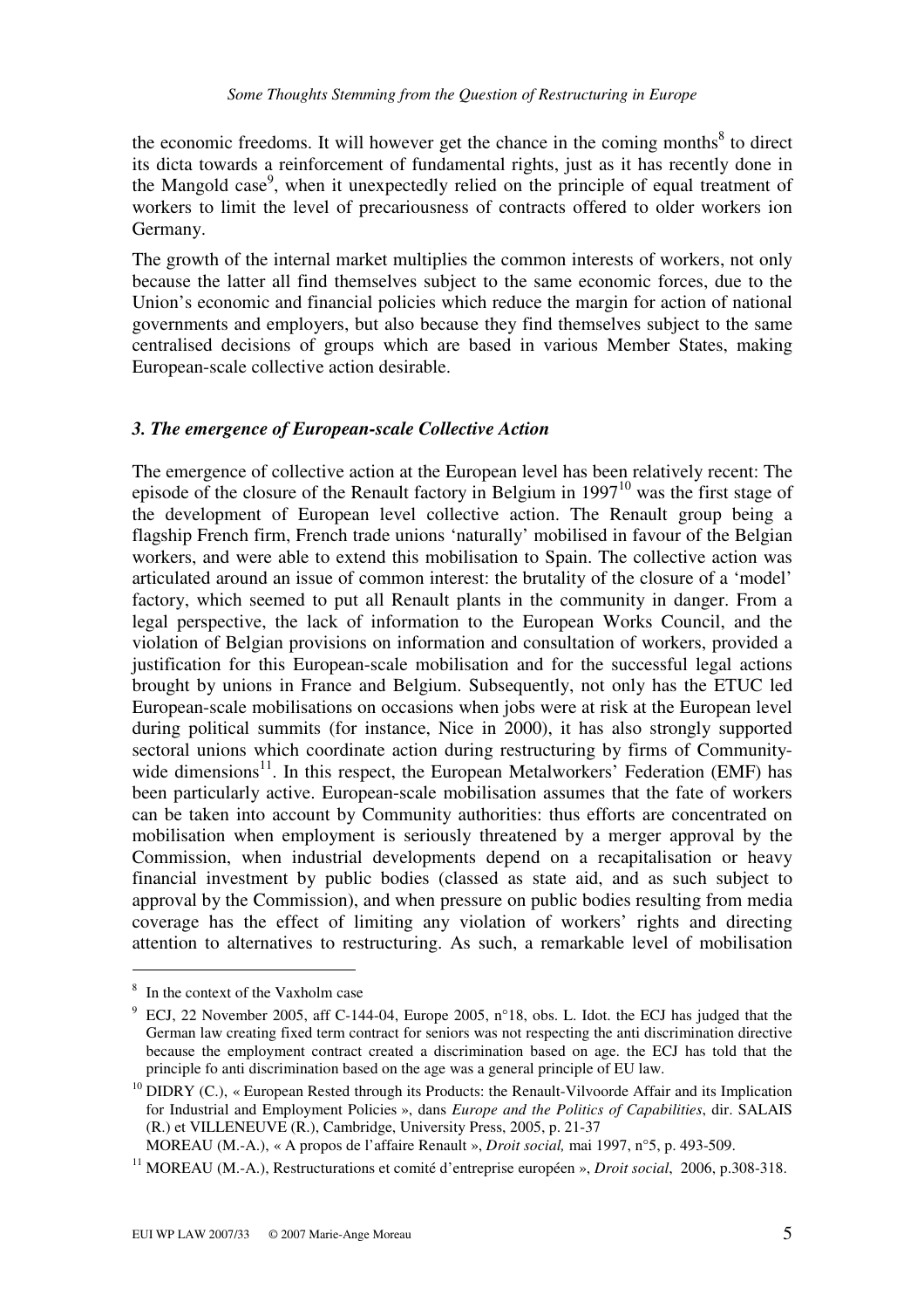the economic freedoms. It will however get the chance in the coming months[8] to direct its dicta towards a reinforcement of fundamental rights, just as it has recently done in the Mangold case[9], when it unexpectedly relied on the principle of equal treatment of workers to limit the level of precariousness of contracts offered to older workers ion Germany.

The growth of the internal market multiplies the common interests of workers, not only because the latter all find themselves subject to the same economic forces, due to the Union's economic and financial policies which reduce the margin for action of national governments and employers, but also because they find themselves subject to the same centralised decisions of groups which are based in various Member States, making European-scale collective action desirable.

### *3. The emergence of European-scale Collective Action*

The emergence of collective action at the European level has been relatively recent: The episode of the closure of the Renault factory in Belgium in 1997[10] was the first stage of the development of European level collective action. The Renault group being a flagship French firm, French trade unions 'naturally' mobilised in favour of the Belgian workers, and were able to extend this mobilisation to Spain. The collective action was articulated around an issue of common interest: the brutality of the closure of a 'model' factory, which seemed to put all Renault plants in the community in danger. From a legal perspective, the lack of information to the European Works Council, and the violation of Belgian provisions on information and consultation of workers, provided a justification for this European-scale mobilisation and for the successful legal actions brought by unions in France and Belgium. Subsequently, not only has the ETUC led European-scale mobilisations on occasions when jobs were at risk at the European level during political summits (for instance, Nice in 2000), it has also strongly supported sectoral unions which coordinate action during restructuring by firms of Community-wide dimensions[11]. In this respect, the European Metalworkers' Federation (EMF) has been particularly active. European-scale mobilisation assumes that the fate of workers can be taken into account by Community authorities: thus efforts are concentrated on mobilisation when employment is seriously threatened by a merger approval by the Commission, when industrial developments depend on a recapitalisation or heavy financial investment by public bodies (classed as state aid, and as such subject to approval by the Commission), and when pressure on public bodies resulting from media coverage has the effect of limiting any violation of workers' rights and directing attention to alternatives to restructuring. As such, a remarkable level of mobilisation

---

[8] In the context of the Vaxholm case

[9] ECJ, 22 November 2005, aff C-144-04, Europe 2005, n°18, obs. L. Idot. the ECJ has judged that the German law creating fixed term contract for seniors was not respecting the anti discrimination directive because the employment contract created a discrimination based on age. the ECJ has told that the principle fo anti discrimination based on the age was a general principle of EU law.

[10] DIDRY (C.), « European Rested through its Products: the Renault-Vilvoorde Affair and its Implication for Industrial and Employment Policies », dans *Europe and the Politics of Capabilities*, dir. SALAIS (R.) et VILLENEUVE (R.), Cambridge, University Press, 2005, p. 21-37
MOREAU (M.-A.), « A propos de l'affaire Renault », *Droit social,* mai 1997, n°5, p. 493-509.

[11] MOREAU (M.-A.), Restructurations et comité d'entreprise européen », *Droit social*, 2006, p.308-318.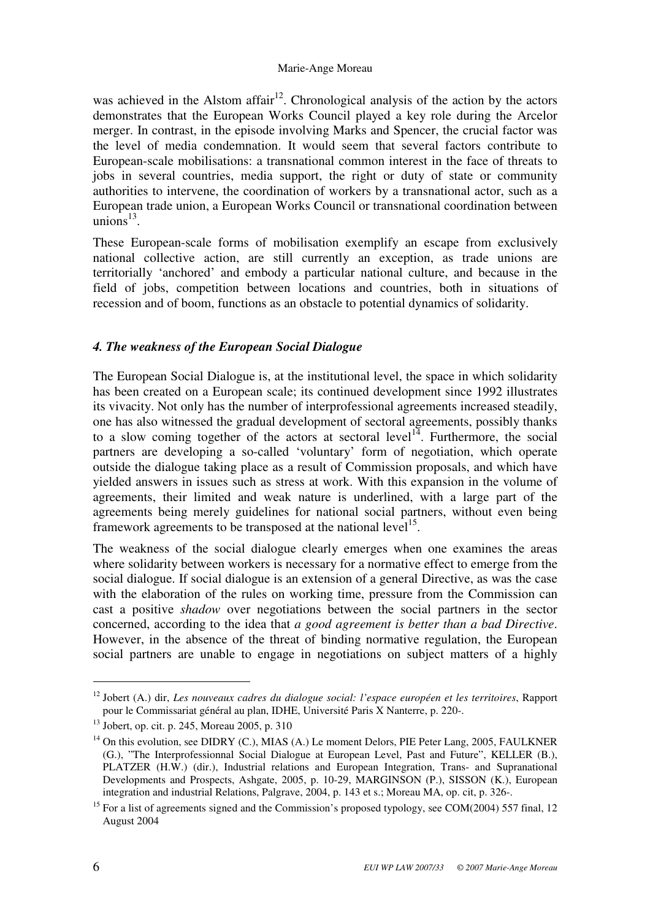was achieved in the Alstom affair[12]. Chronological analysis of the action by the actors demonstrates that the European Works Council played a key role during the Arcelor merger. In contrast, in the episode involving Marks and Spencer, the crucial factor was the level of media condemnation. It would seem that several factors contribute to European-scale mobilisations: a transnational common interest in the face of threats to jobs in several countries, media support, the right or duty of state or community authorities to intervene, the coordination of workers by a transnational actor, such as a European trade union, a European Works Council or transnational coordination between unions[13].

These European-scale forms of mobilisation exemplify an escape from exclusively national collective action, are still currently an exception, as trade unions are territorially 'anchored' and embody a particular national culture, and because in the field of jobs, competition between locations and countries, both in situations of recession and of boom, functions as an obstacle to potential dynamics of solidarity.

### *4. The weakness of the European Social Dialogue*

The European Social Dialogue is, at the institutional level, the space in which solidarity has been created on a European scale; its continued development since 1992 illustrates its vivacity. Not only has the number of interprofessional agreements increased steadily, one has also witnessed the gradual development of sectoral agreements, possibly thanks to a slow coming together of the actors at sectoral level[14]. Furthermore, the social partners are developing a so-called 'voluntary' form of negotiation, which operate outside the dialogue taking place as a result of Commission proposals, and which have yielded answers in issues such as stress at work. With this expansion in the volume of agreements, their limited and weak nature is underlined, with a large part of the agreements being merely guidelines for national social partners, without even being framework agreements to be transposed at the national level[15].

The weakness of the social dialogue clearly emerges when one examines the areas where solidarity between workers is necessary for a normative effect to emerge from the social dialogue. If social dialogue is an extension of a general Directive, as was the case with the elaboration of the rules on working time, pressure from the Commission can cast a positive *shadow* over negotiations between the social partners in the sector concerned, according to the idea that *a good agreement is better than a bad Directive*. However, in the absence of the threat of binding normative regulation, the European social partners are unable to engage in negotiations on subject matters of a highly

---

[12] Jobert (A.) dir, *Les nouveaux cadres du dialogue social: l'espace européen et les territoires*, Rapport pour le Commissariat général au plan, IDHE, Université Paris X Nanterre, p. 220-.

[13] Jobert, op. cit. p. 245, Moreau 2005, p. 310

[14] On this evolution, see DIDRY (C.), MIAS (A.) Le moment Delors, PIE Peter Lang, 2005, FAULKNER (G.), "The Interprofessionnal Social Dialogue at European Level, Past and Future", KELLER (B.), PLATZER (H.W.) (dir.), Industrial relations and European Integration, Trans- and Supranational Developments and Prospects, Ashgate, 2005, p. 10-29, MARGINSON (P.), SISSON (K.), European integration and industrial Relations, Palgrave, 2004, p. 143 et s.; Moreau MA, op. cit, p. 326-.

[15] For a list of agreements signed and the Commission's proposed typology, see COM(2004) 557 final, 12 August 2004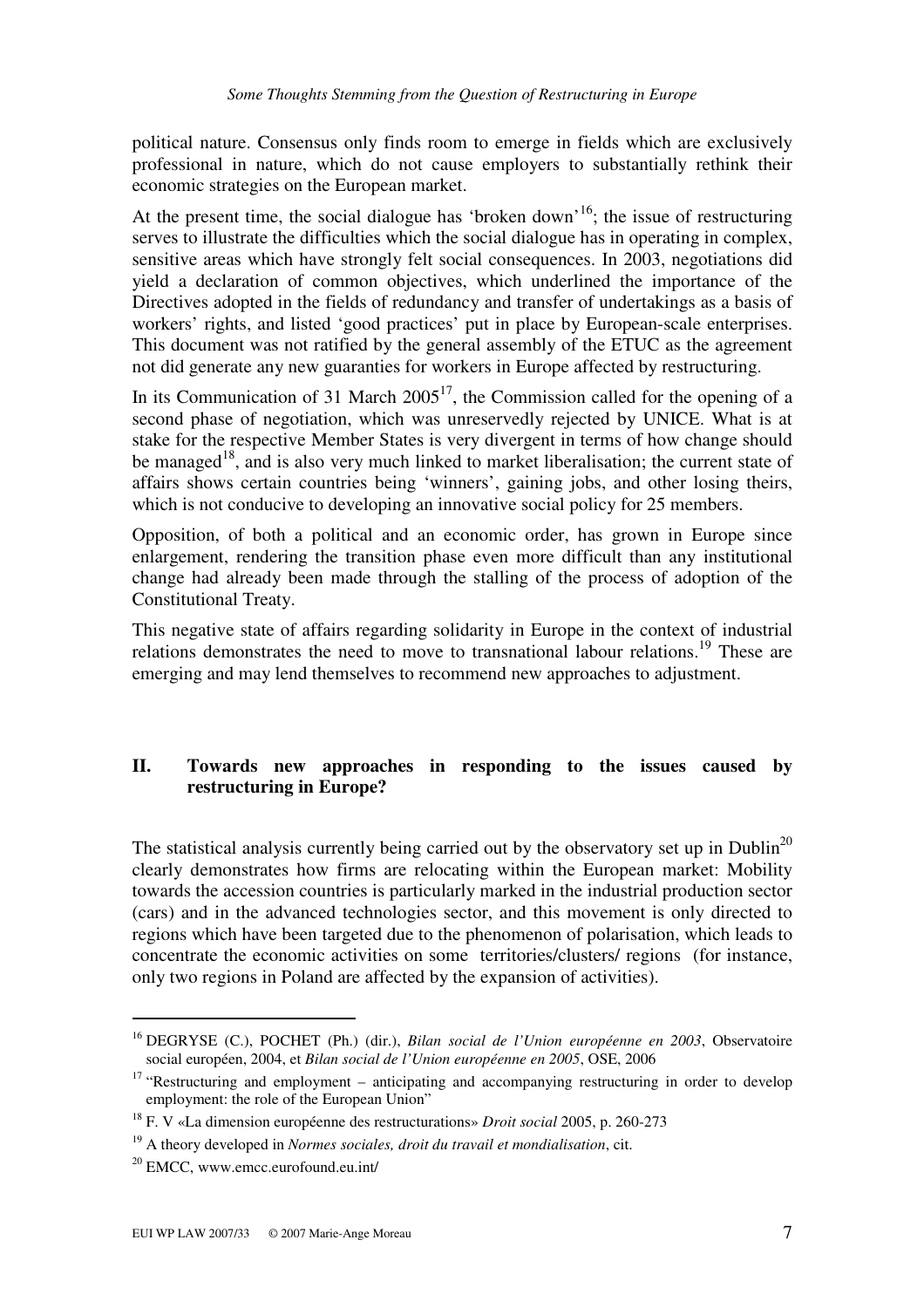political nature. Consensus only finds room to emerge in fields which are exclusively professional in nature, which do not cause employers to substantially rethink their economic strategies on the European market.

At the present time, the social dialogue has 'broken down'[16]; the issue of restructuring serves to illustrate the difficulties which the social dialogue has in operating in complex, sensitive areas which have strongly felt social consequences. In 2003, negotiations did yield a declaration of common objectives, which underlined the importance of the Directives adopted in the fields of redundancy and transfer of undertakings as a basis of workers' rights, and listed 'good practices' put in place by European-scale enterprises. This document was not ratified by the general assembly of the ETUC as the agreement not did generate any new guaranties for workers in Europe affected by restructuring.

In its Communication of 31 March 2005[17], the Commission called for the opening of a second phase of negotiation, which was unreservedly rejected by UNICE. What is at stake for the respective Member States is very divergent in terms of how change should be managed[18], and is also very much linked to market liberalisation; the current state of affairs shows certain countries being 'winners', gaining jobs, and other losing theirs, which is not conducive to developing an innovative social policy for 25 members.

Opposition, of both a political and an economic order, has grown in Europe since enlargement, rendering the transition phase even more difficult than any institutional change had already been made through the stalling of the process of adoption of the Constitutional Treaty.

This negative state of affairs regarding solidarity in Europe in the context of industrial relations demonstrates the need to move to transnational labour relations.[19] These are emerging and may lend themselves to recommend new approaches to adjustment.

## II. Towards new approaches in responding to the issues caused by restructuring in Europe?

The statistical analysis currently being carried out by the observatory set up in Dublin[20] clearly demonstrates how firms are relocating within the European market: Mobility towards the accession countries is particularly marked in the industrial production sector (cars) and in the advanced technologies sector, and this movement is only directed to regions which have been targeted due to the phenomenon of polarisation, which leads to concentrate the economic activities on some territories/clusters/ regions (for instance, only two regions in Poland are affected by the expansion of activities).

---

[16] DEGRYSE (C.), POCHET (Ph.) (dir.), *Bilan social de l'Union européenne en 2003*, Observatoire social européen, 2004, et *Bilan social de l'Union européenne en 2005*, OSE, 2006

[17] "Restructuring and employment – anticipating and accompanying restructuring in order to develop employment: the role of the European Union"

[18] F. V «La dimension européenne des restructurations» *Droit social* 2005, p. 260-273

[19] A theory developed in *Normes sociales, droit du travail et mondialisation*, cit.

[20] EMCC, www.emcc.eurofound.eu.int/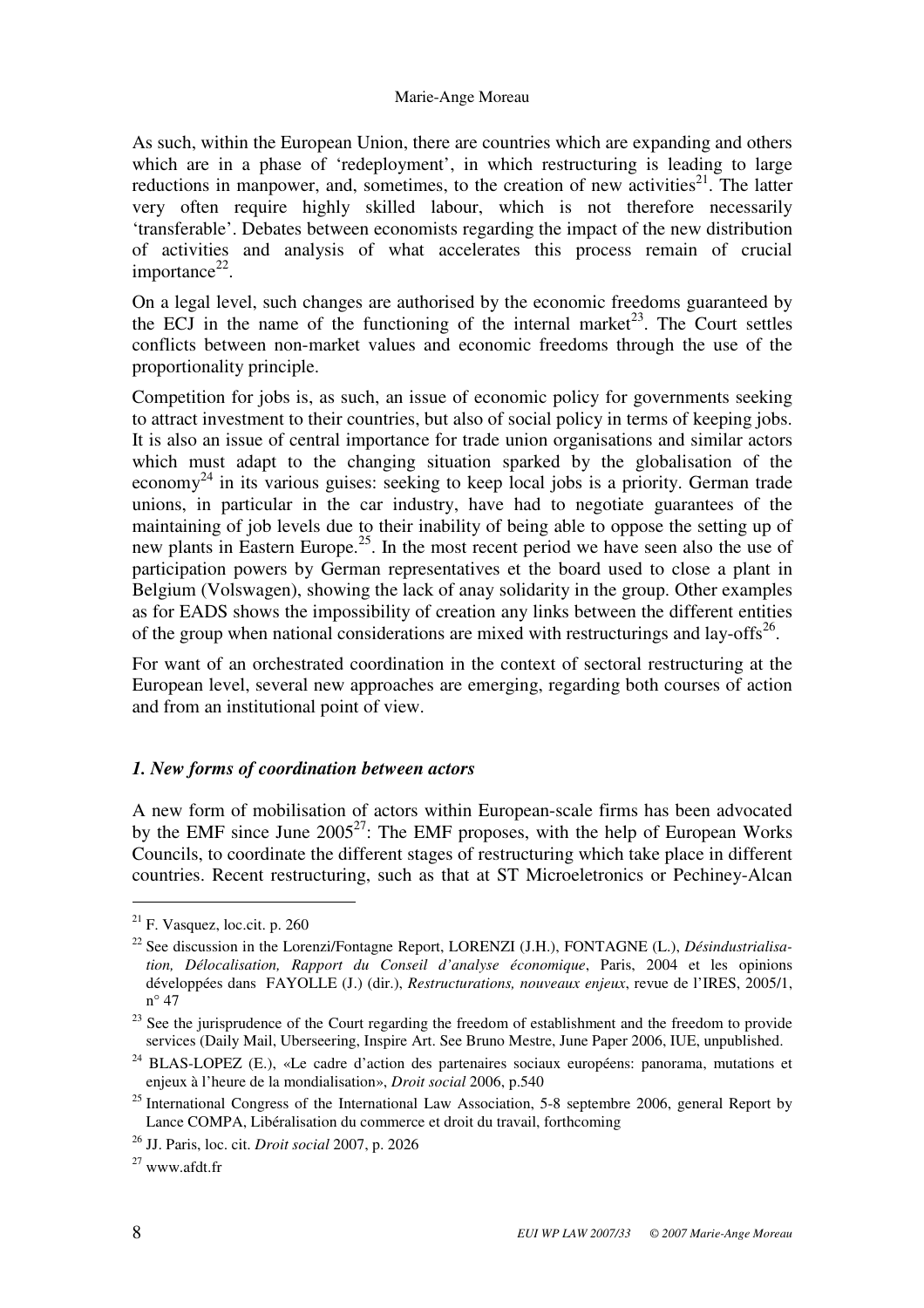As such, within the European Union, there are countries which are expanding and others which are in a phase of 'redeployment', in which restructuring is leading to large reductions in manpower, and, sometimes, to the creation of new activities[21]. The latter very often require highly skilled labour, which is not therefore necessarily 'transferable'. Debates between economists regarding the impact of the new distribution of activities and analysis of what accelerates this process remain of crucial importance[22].

On a legal level, such changes are authorised by the economic freedoms guaranteed by the ECJ in the name of the functioning of the internal market[23]. The Court settles conflicts between non-market values and economic freedoms through the use of the proportionality principle.

Competition for jobs is, as such, an issue of economic policy for governments seeking to attract investment to their countries, but also of social policy in terms of keeping jobs. It is also an issue of central importance for trade union organisations and similar actors which must adapt to the changing situation sparked by the globalisation of the economy[24] in its various guises: seeking to keep local jobs is a priority. German trade unions, in particular in the car industry, have had to negotiate guarantees of the maintaining of job levels due to their inability of being able to oppose the setting up of new plants in Eastern Europe.[25]. In the most recent period we have seen also the use of participation powers by German representatives et the board used to close a plant in Belgium (Volswagen), showing the lack of anay solidarity in the group. Other examples as for EADS shows the impossibility of creation any links between the different entities of the group when national considerations are mixed with restructurings and lay-offs[26].

For want of an orchestrated coordination in the context of sectoral restructuring at the European level, several new approaches are emerging, regarding both courses of action and from an institutional point of view.

### *1. New forms of coordination between actors*

A new form of mobilisation of actors within European-scale firms has been advocated by the EMF since June 2005[27]: The EMF proposes, with the help of European Works Councils, to coordinate the different stages of restructuring which take place in different countries. Recent restructuring, such as that at ST Microeletronics or Pechiney-Alcan

---

[21] F. Vasquez, loc.cit. p. 260

[22] See discussion in the Lorenzi/Fontagne Report, LORENZI (J.H.), FONTAGNE (L.), *Désindustrialisation, Délocalisation, Rapport du Conseil d'analyse économique*, Paris, 2004 et les opinions développées dans FAYOLLE (J.) (dir.), *Restructurations, nouveaux enjeux*, revue de l'IRES, 2005/1, n° 47

[23] See the jurisprudence of the Court regarding the freedom of establishment and the freedom to provide services (Daily Mail, Uberseering, Inspire Art. See Bruno Mestre, June Paper 2006, IUE, unpublished.

[24] BLAS-LOPEZ (E.), «Le cadre d'action des partenaires sociaux européens: panorama, mutations et enjeux à l'heure de la mondialisation», *Droit social* 2006, p.540

[25] International Congress of the International Law Association, 5-8 septembre 2006, general Report by Lance COMPA, Libéralisation du commerce et droit du travail, forthcoming

[26] JJ. Paris, loc. cit. *Droit social* 2007, p. 2026

[27] www.afdt.fr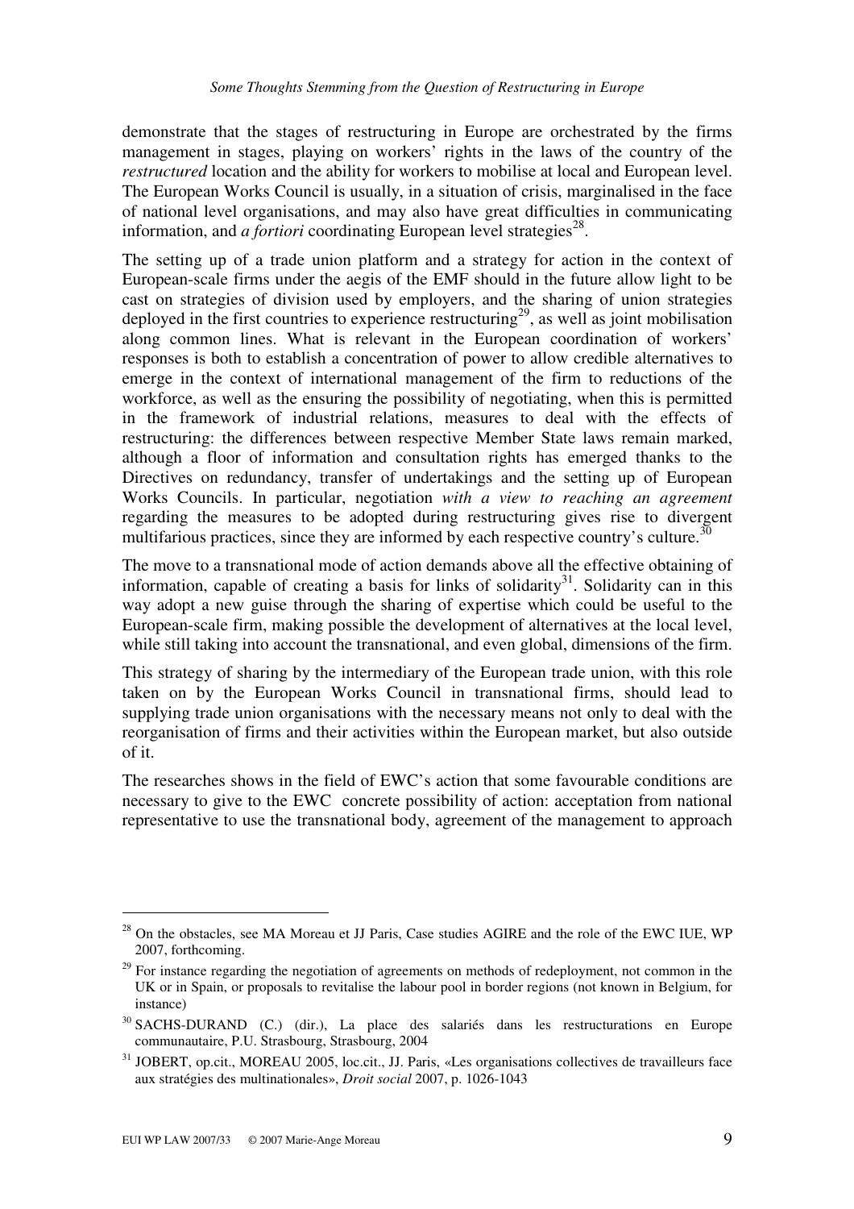demonstrate that the stages of restructuring in Europe are orchestrated by the firms management in stages, playing on workers' rights in the laws of the country of the *restructured* location and the ability for workers to mobilise at local and European level. The European Works Council is usually, in a situation of crisis, marginalised in the face of national level organisations, and may also have great difficulties in communicating information, and *a fortiori* coordinating European level strategies[28].

The setting up of a trade union platform and a strategy for action in the context of European-scale firms under the aegis of the EMF should in the future allow light to be cast on strategies of division used by employers, and the sharing of union strategies deployed in the first countries to experience restructuring[29], as well as joint mobilisation along common lines. What is relevant in the European coordination of workers' responses is both to establish a concentration of power to allow credible alternatives to emerge in the context of international management of the firm to reductions of the workforce, as well as the ensuring the possibility of negotiating, when this is permitted in the framework of industrial relations, measures to deal with the effects of restructuring: the differences between respective Member State laws remain marked, although a floor of information and consultation rights has emerged thanks to the Directives on redundancy, transfer of undertakings and the setting up of European Works Councils. In particular, negotiation *with a view to reaching an agreement* regarding the measures to be adopted during restructuring gives rise to divergent multifarious practices, since they are informed by each respective country's culture.[30]

The move to a transnational mode of action demands above all the effective obtaining of information, capable of creating a basis for links of solidarity[31]. Solidarity can in this way adopt a new guise through the sharing of expertise which could be useful to the European-scale firm, making possible the development of alternatives at the local level, while still taking into account the transnational, and even global, dimensions of the firm.

This strategy of sharing by the intermediary of the European trade union, with this role taken on by the European Works Council in transnational firms, should lead to supplying trade union organisations with the necessary means not only to deal with the reorganisation of firms and their activities within the European market, but also outside of it.

The researches shows in the field of EWC's action that some favourable conditions are necessary to give to the EWC concrete possibility of action: acceptation from national representative to use the transnational body, agreement of the management to approach

---

[28] On the obstacles, see MA Moreau et JJ Paris, Case studies AGIRE and the role of the EWC IUE, WP 2007, forthcoming.

[29] For instance regarding the negotiation of agreements on methods of redeployment, not common in the UK or in Spain, or proposals to revitalise the labour pool in border regions (not known in Belgium, for instance)

[30] SACHS-DURAND (C.) (dir.), La place des salariés dans les restructurations en Europe communautaire, P.U. Strasbourg, Strasbourg, 2004

[31] JOBERT, op.cit., MOREAU 2005, loc.cit., JJ. Paris, «Les organisations collectives de travailleurs face aux stratégies des multinationales», *Droit social* 2007, p. 1026-1043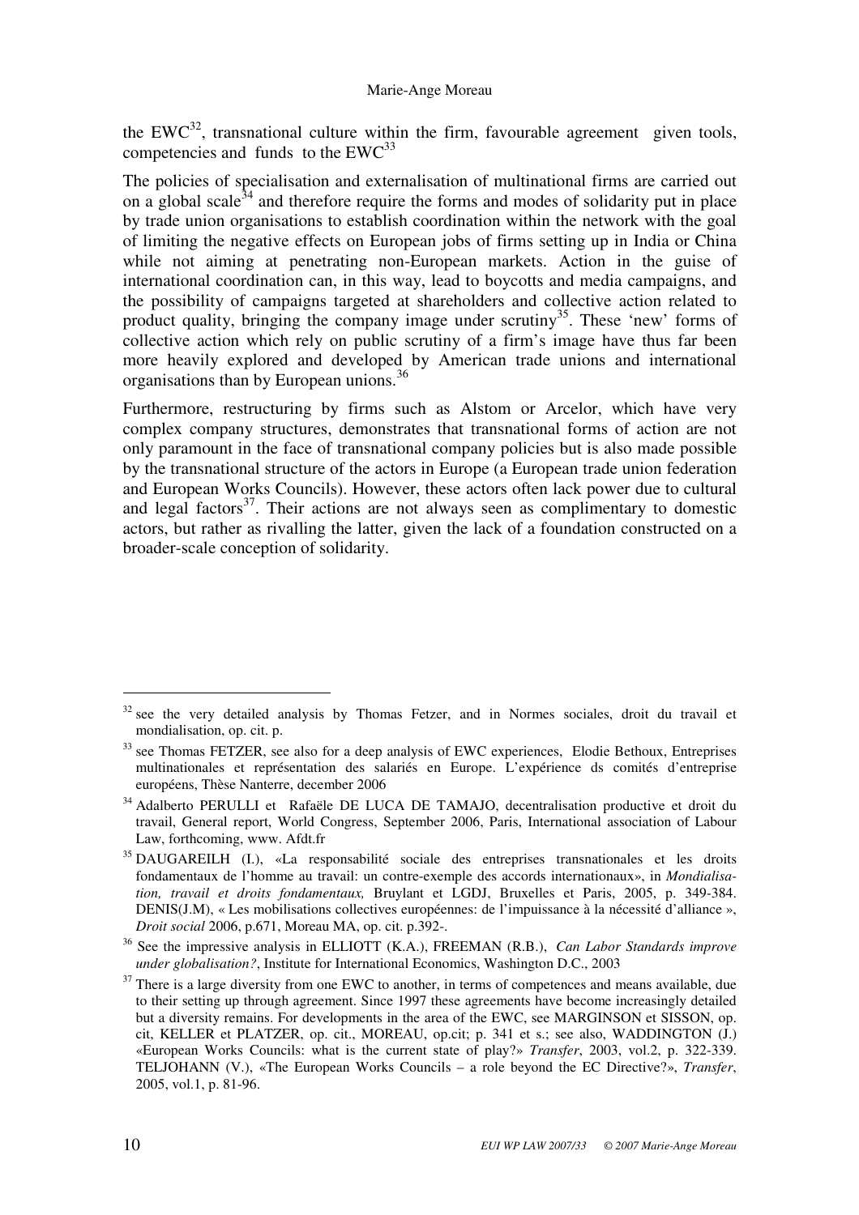the EWC[32], transnational culture within the firm, favourable agreement given tools, competencies and funds to the EWC[33]

The policies of specialisation and externalisation of multinational firms are carried out on a global scale[34] and therefore require the forms and modes of solidarity put in place by trade union organisations to establish coordination within the network with the goal of limiting the negative effects on European jobs of firms setting up in India or China while not aiming at penetrating non-European markets. Action in the guise of international coordination can, in this way, lead to boycotts and media campaigns, and the possibility of campaigns targeted at shareholders and collective action related to product quality, bringing the company image under scrutiny[35]. These 'new' forms of collective action which rely on public scrutiny of a firm's image have thus far been more heavily explored and developed by American trade unions and international organisations than by European unions.[36]

Furthermore, restructuring by firms such as Alstom or Arcelor, which have very complex company structures, demonstrates that transnational forms of action are not only paramount in the face of transnational company policies but is also made possible by the transnational structure of the actors in Europe (a European trade union federation and European Works Councils). However, these actors often lack power due to cultural and legal factors[37]. Their actions are not always seen as complimentary to domestic actors, but rather as rivalling the latter, given the lack of a foundation constructed on a broader-scale conception of solidarity.

---

[32] see the very detailed analysis by Thomas Fetzer, and in Normes sociales, droit du travail et mondialisation, op. cit. p.

[33] see Thomas FETZER, see also for a deep analysis of EWC experiences, Elodie Bethoux, Entreprises multinationales et représentation des salariés en Europe. L'expérience ds comités d'entreprise européens, Thèse Nanterre, december 2006

[34] Adalberto PERULLI et Rafaële DE LUCA DE TAMAJO, decentralisation productive et droit du travail, General report, World Congress, September 2006, Paris, International association of Labour Law, forthcoming, www. Afdt.fr

[35] DAUGAREILH (I.), «La responsabilité sociale des entreprises transnationales et les droits fondamentaux de l'homme au travail: un contre-exemple des accords internationaux», in *Mondialisation, travail et droits fondamentaux,* Bruylant et LGDJ, Bruxelles et Paris, 2005, p. 349-384. DENIS(J.M), « Les mobilisations collectives européennes: de l'impuissance à la nécessité d'alliance », *Droit social* 2006, p.671, Moreau MA, op. cit. p.392-.

[36] See the impressive analysis in ELLIOTT (K.A.), FREEMAN (R.B.), *Can Labor Standards improve under globalisation?*, Institute for International Economics, Washington D.C., 2003

[37] There is a large diversity from one EWC to another, in terms of competences and means available, due to their setting up through agreement. Since 1997 these agreements have become increasingly detailed but a diversity remains. For developments in the area of the EWC, see MARGINSON et SISSON, op. cit, KELLER et PLATZER, op. cit., MOREAU, op.cit; p. 341 et s.; see also, WADDINGTON (J.) «European Works Councils: what is the current state of play?» *Transfer*, 2003, vol.2, p. 322-339. TELJOHANN (V.), «The European Works Councils – a role beyond the EC Directive?», *Transfer*, 2005, vol.1, p. 81-96.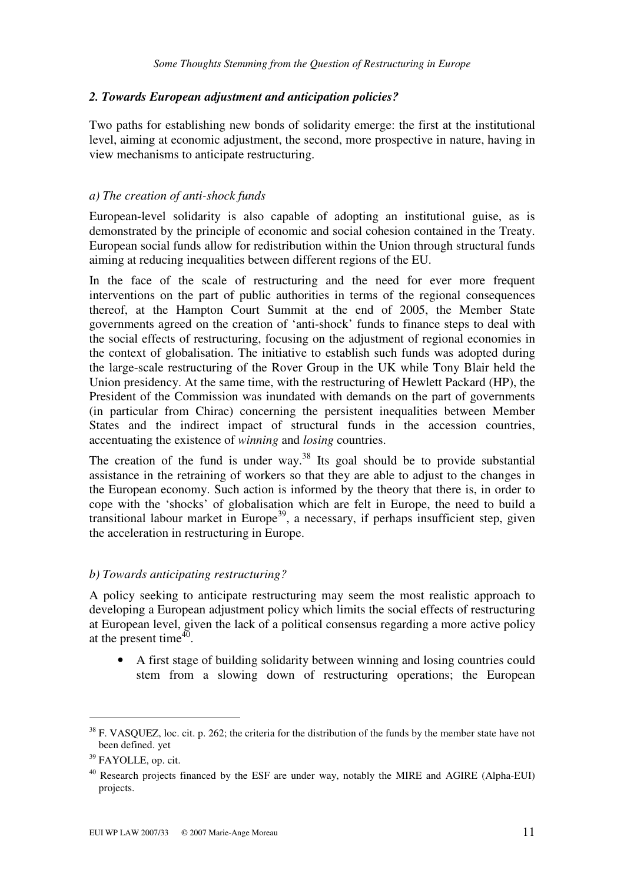### *2. Towards European adjustment and anticipation policies?*

Two paths for establishing new bonds of solidarity emerge: the first at the institutional level, aiming at economic adjustment, the second, more prospective in nature, having in view mechanisms to anticipate restructuring.

#### *a) The creation of anti-shock funds*

European-level solidarity is also capable of adopting an institutional guise, as is demonstrated by the principle of economic and social cohesion contained in the Treaty. European social funds allow for redistribution within the Union through structural funds aiming at reducing inequalities between different regions of the EU.

In the face of the scale of restructuring and the need for ever more frequent interventions on the part of public authorities in terms of the regional consequences thereof, at the Hampton Court Summit at the end of 2005, the Member State governments agreed on the creation of 'anti-shock' funds to finance steps to deal with the social effects of restructuring, focusing on the adjustment of regional economies in the context of globalisation. The initiative to establish such funds was adopted during the large-scale restructuring of the Rover Group in the UK while Tony Blair held the Union presidency. At the same time, with the restructuring of Hewlett Packard (HP), the President of the Commission was inundated with demands on the part of governments (in particular from Chirac) concerning the persistent inequalities between Member States and the indirect impact of structural funds in the accession countries, accentuating the existence of *winning* and *losing* countries.

The creation of the fund is under way.[38] Its goal should be to provide substantial assistance in the retraining of workers so that they are able to adjust to the changes in the European economy. Such action is informed by the theory that there is, in order to cope with the 'shocks' of globalisation which are felt in Europe, the need to build a transitional labour market in Europe[39], a necessary, if perhaps insufficient step, given the acceleration in restructuring in Europe.

#### *b) Towards anticipating restructuring?*

A policy seeking to anticipate restructuring may seem the most realistic approach to developing a European adjustment policy which limits the social effects of restructuring at European level, given the lack of a political consensus regarding a more active policy at the present time[40].

- A first stage of building solidarity between winning and losing countries could stem from a slowing down of restructuring operations; the European

---

[38] F. VASQUEZ, loc. cit. p. 262; the criteria for the distribution of the funds by the member state have not been defined. yet

[39] FAYOLLE, op. cit.

[40] Research projects financed by the ESF are under way, notably the MIRE and AGIRE (Alpha-EUI) projects.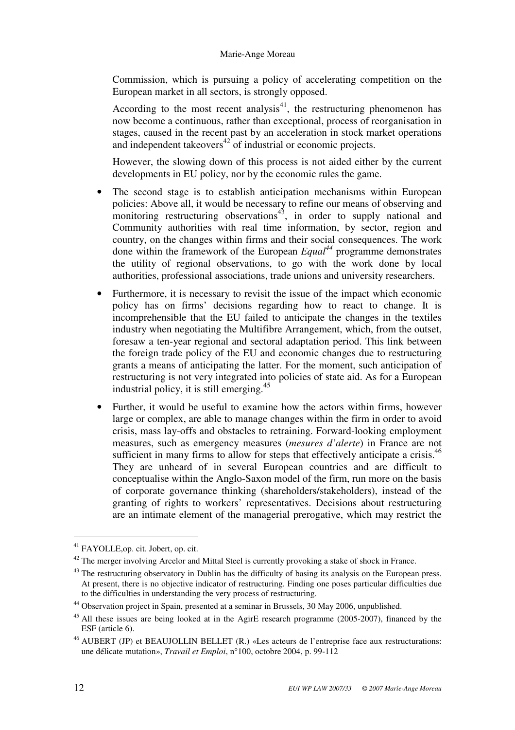Commission, which is pursuing a policy of accelerating competition on the European market in all sectors, is strongly opposed.

According to the most recent analysis[41], the restructuring phenomenon has now become a continuous, rather than exceptional, process of reorganisation in stages, caused in the recent past by an acceleration in stock market operations and independent takeovers[42] of industrial or economic projects.

However, the slowing down of this process is not aided either by the current developments in EU policy, nor by the economic rules the game.

- The second stage is to establish anticipation mechanisms within European policies: Above all, it would be necessary to refine our means of observing and monitoring restructuring observations[43], in order to supply national and Community authorities with real time information, by sector, region and country, on the changes within firms and their social consequences. The work done within the framework of the European *Equal*[44] programme demonstrates the utility of regional observations, to go with the work done by local authorities, professional associations, trade unions and university researchers.
- Furthermore, it is necessary to revisit the issue of the impact which economic policy has on firms' decisions regarding how to react to change. It is incomprehensible that the EU failed to anticipate the changes in the textiles industry when negotiating the Multifibre Arrangement, which, from the outset, foresaw a ten-year regional and sectoral adaptation period. This link between the foreign trade policy of the EU and economic changes due to restructuring grants a means of anticipating the latter. For the moment, such anticipation of restructuring is not very integrated into policies of state aid. As for a European industrial policy, it is still emerging.[45]
- Further, it would be useful to examine how the actors within firms, however large or complex, are able to manage changes within the firm in order to avoid crisis, mass lay-offs and obstacles to retraining. Forward-looking employment measures, such as emergency measures (*mesures d'alerte*) in France are not sufficient in many firms to allow for steps that effectively anticipate a crisis.[46] They are unheard of in several European countries and are difficult to conceptualise within the Anglo-Saxon model of the firm, run more on the basis of corporate governance thinking (shareholders/stakeholders), instead of the granting of rights to workers' representatives. Decisions about restructuring are an intimate element of the managerial prerogative, which may restrict the

---

[41] FAYOLLE,op. cit. Jobert, op. cit.

[42] The merger involving Arcelor and Mittal Steel is currently provoking a stake of shock in France.

[43] The restructuring observatory in Dublin has the difficulty of basing its analysis on the European press. At present, there is no objective indicator of restructuring. Finding one poses particular difficulties due to the difficulties in understanding the very process of restructuring.

[44] Observation project in Spain, presented at a seminar in Brussels, 30 May 2006, unpublished.

[45] All these issues are being looked at in the AgirE research programme (2005-2007), financed by the ESF (article 6).

[46] AUBERT (JP) et BEAUJOLLIN BELLET (R.) «Les acteurs de l'entreprise face aux restructurations: une délicate mutation», *Travail et Emploi*, n°100, octobre 2004, p. 99-112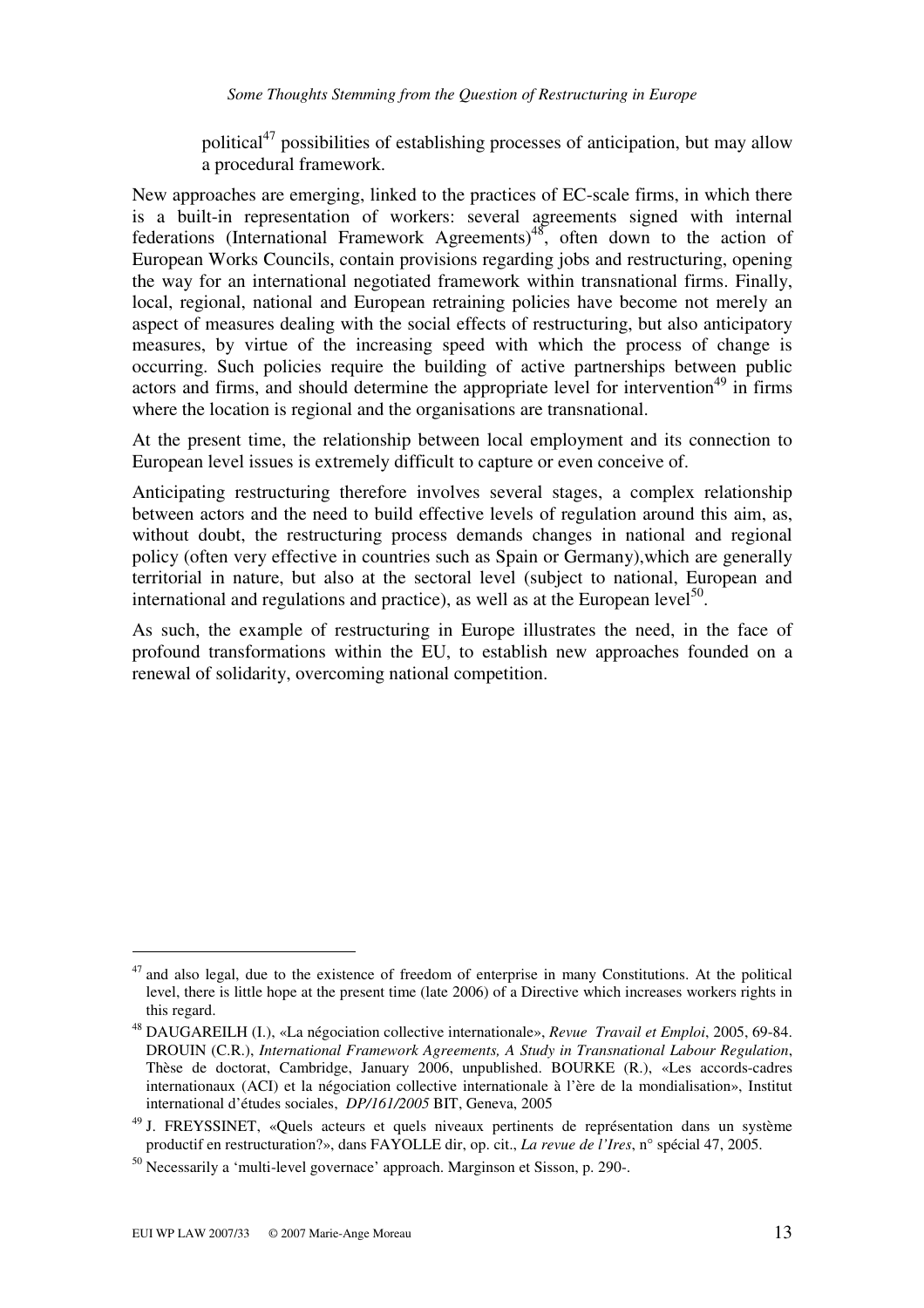political[47] possibilities of establishing processes of anticipation, but may allow a procedural framework.

New approaches are emerging, linked to the practices of EC-scale firms, in which there is a built-in representation of workers: several agreements signed with internal federations (International Framework Agreements)[48], often down to the action of European Works Councils, contain provisions regarding jobs and restructuring, opening the way for an international negotiated framework within transnational firms. Finally, local, regional, national and European retraining policies have become not merely an aspect of measures dealing with the social effects of restructuring, but also anticipatory measures, by virtue of the increasing speed with which the process of change is occurring. Such policies require the building of active partnerships between public actors and firms, and should determine the appropriate level for intervention[49] in firms where the location is regional and the organisations are transnational.

At the present time, the relationship between local employment and its connection to European level issues is extremely difficult to capture or even conceive of.

Anticipating restructuring therefore involves several stages, a complex relationship between actors and the need to build effective levels of regulation around this aim, as, without doubt, the restructuring process demands changes in national and regional policy (often very effective in countries such as Spain or Germany),which are generally territorial in nature, but also at the sectoral level (subject to national, European and international and regulations and practice), as well as at the European level[50].

As such, the example of restructuring in Europe illustrates the need, in the face of profound transformations within the EU, to establish new approaches founded on a renewal of solidarity, overcoming national competition.

---

[47] and also legal, due to the existence of freedom of enterprise in many Constitutions. At the political level, there is little hope at the present time (late 2006) of a Directive which increases workers rights in this regard.

[48] DAUGAREILH (I.), «La négociation collective internationale», *Revue Travail et Emploi*, 2005, 69-84. DROUIN (C.R.), *International Framework Agreements, A Study in Transnational Labour Regulation*, Thèse de doctorat, Cambridge, January 2006, unpublished. BOURKE (R.), «Les accords-cadres internationaux (ACI) et la négociation collective internationale à l'ère de la mondialisation», Institut international d'études sociales, *DP/161/2005* BIT, Geneva, 2005

[49] J. FREYSSINET, «Quels acteurs et quels niveaux pertinents de représentation dans un système productif en restructuration?», dans FAYOLLE dir, op. cit., *La revue de l'Ires*, n° spécial 47, 2005.

[50] Necessarily a 'multi-level governace' approach. Marginson et Sisson, p. 290-.